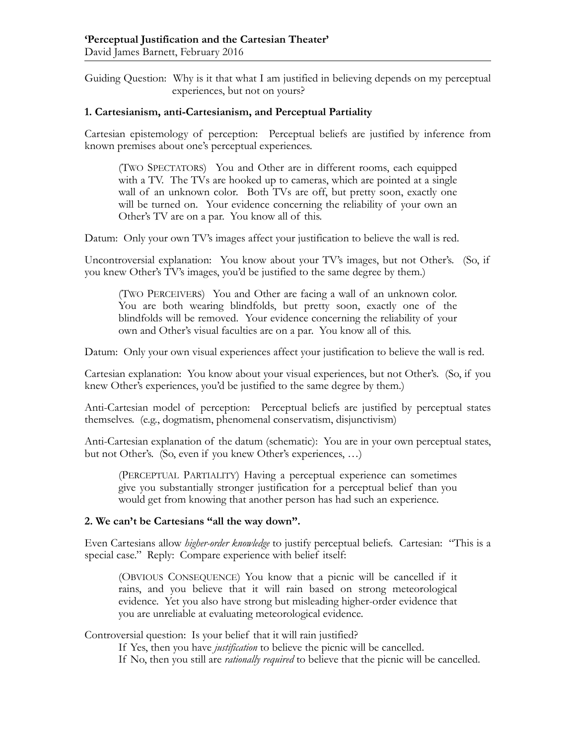**'Perceptual Justification and the Cartesian Theater'**
David James Barnett, February 2016

Guiding Question: Why is it that what I am justified in believing depends on my perceptual experiences, but not on yours?

## 1. Cartesianism, anti-Cartesianism, and Perceptual Partiality

Cartesian epistemology of perception: Perceptual beliefs are justified by inference from known premises about one's perceptual experiences.

> (TWO SPECTATORS) You and Other are in different rooms, each equipped with a TV. The TVs are hooked up to cameras, which are pointed at a single wall of an unknown color. Both TVs are off, but pretty soon, exactly one will be turned on. Your evidence concerning the reliability of your own an Other's TV are on a par. You know all of this.

Datum: Only your own TV's images affect your justification to believe the wall is red.

Uncontroversial explanation: You know about your TV's images, but not Other's. (So, if you knew Other's TV's images, you'd be justified to the same degree by them.)

> (TWO PERCEIVERS) You and Other are facing a wall of an unknown color. You are both wearing blindfolds, but pretty soon, exactly one of the blindfolds will be removed. Your evidence concerning the reliability of your own and Other's visual faculties are on a par. You know all of this.

Datum: Only your own visual experiences affect your justification to believe the wall is red.

Cartesian explanation: You know about your visual experiences, but not Other's. (So, if you knew Other's experiences, you'd be justified to the same degree by them.)

Anti-Cartesian model of perception: Perceptual beliefs are justified by perceptual states themselves. (e.g., dogmatism, phenomenal conservatism, disjunctivism)

Anti-Cartesian explanation of the datum (schematic): You are in your own perceptual states, but not Other's. (So, even if you knew Other's experiences, …)

> (PERCEPTUAL PARTIALITY) Having a perceptual experience can sometimes give you substantially stronger justification for a perceptual belief than you would get from knowing that another person has had such an experience.

## 2. We can't be Cartesians "all the way down".

Even Cartesians allow *higher-order knowledge* to justify perceptual beliefs. Cartesian: "This is a special case." Reply: Compare experience with belief itself:

> (OBVIOUS CONSEQUENCE) You know that a picnic will be cancelled if it rains, and you believe that it will rain based on strong meteorological evidence. Yet you also have strong but misleading higher-order evidence that you are unreliable at evaluating meteorological evidence.

Controversial question: Is your belief that it will rain justified?

If Yes, then you have *justification* to believe the picnic will be cancelled.
If No, then you still are *rationally required* to believe that the picnic will be cancelled.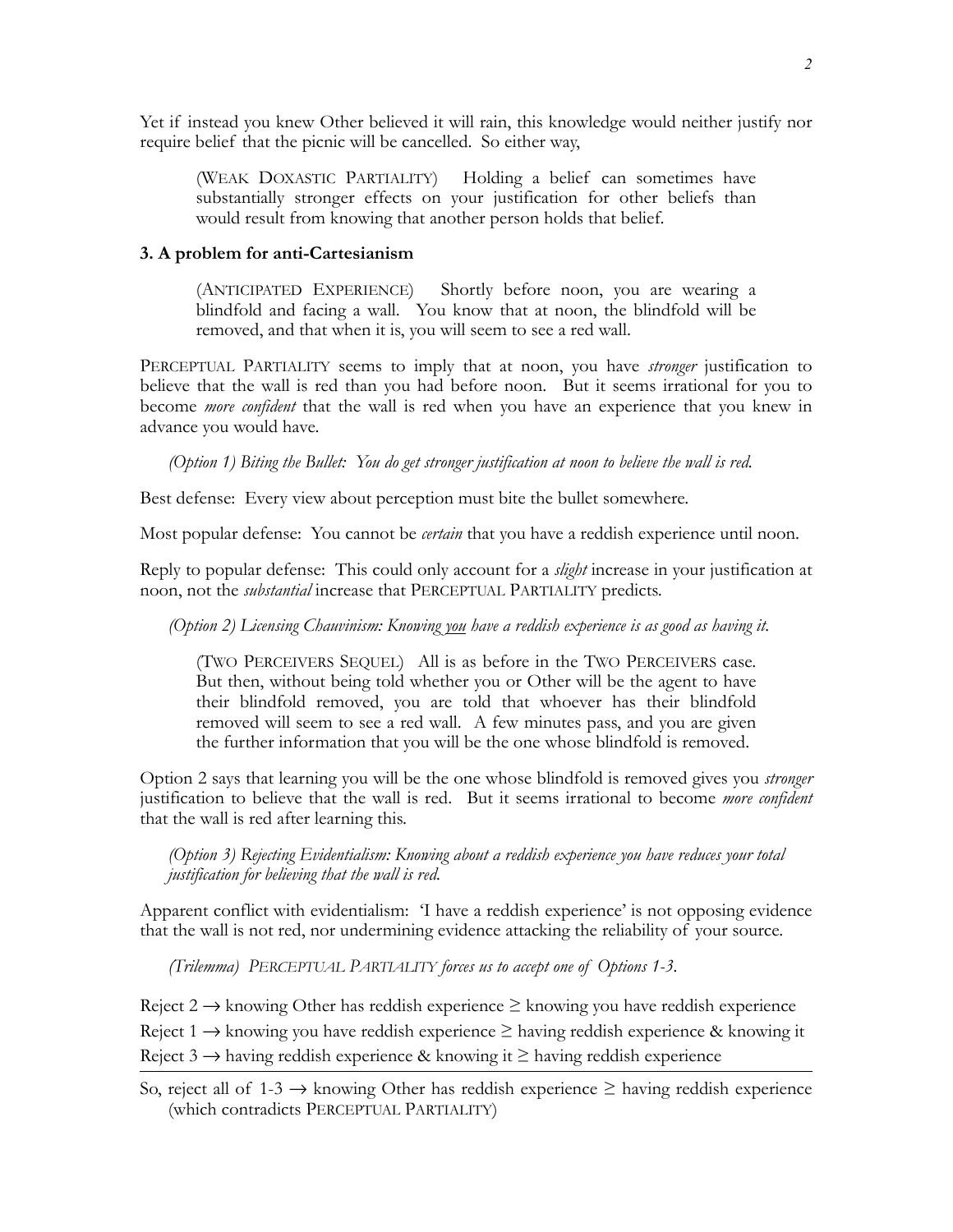Yet if instead you knew Other believed it will rain, this knowledge would neither justify nor require belief that the picnic will be cancelled. So either way,

> (WEAK DOXASTIC PARTIALITY) Holding a belief can sometimes have substantially stronger effects on your justification for other beliefs than would result from knowing that another person holds that belief.

### 3. A problem for anti-Cartesianism

> (ANTICIPATED EXPERIENCE) Shortly before noon, you are wearing a blindfold and facing a wall. You know that at noon, the blindfold will be removed, and that when it is, you will seem to see a red wall.

PERCEPTUAL PARTIALITY seems to imply that at noon, you have *stronger* justification to believe that the wall is red than you had before noon. But it seems irrational for you to become *more confident* that the wall is red when you have an experience that you knew in advance you would have.

*(Option 1) Biting the Bullet: You do get stronger justification at noon to believe the wall is red.*

Best defense: Every view about perception must bite the bullet somewhere.

Most popular defense: You cannot be *certain* that you have a reddish experience until noon.

Reply to popular defense: This could only account for a *slight* increase in your justification at noon, not the *substantial* increase that PERCEPTUAL PARTIALITY predicts.

*(Option 2) Licensing Chauvinism: Knowing you have a reddish experience is as good as having it.*

> (TWO PERCEIVERS SEQUEL) All is as before in the TWO PERCEIVERS case. But then, without being told whether you or Other will be the agent to have their blindfold removed, you are told that whoever has their blindfold removed will seem to see a red wall. A few minutes pass, and you are given the further information that you will be the one whose blindfold is removed.

Option 2 says that learning you will be the one whose blindfold is removed gives you *stronger* justification to believe that the wall is red. But it seems irrational to become *more confident* that the wall is red after learning this.

*(Option 3) Rejecting Evidentialism: Knowing about a reddish experience you have reduces your total justification for believing that the wall is red.*

Apparent conflict with evidentialism: 'I have a reddish experience' is not opposing evidence that the wall is not red, nor undermining evidence attacking the reliability of your source.

*(Trilemma) PERCEPTUAL PARTIALITY forces us to accept one of Options 1-3.*

Reject 2 $\rightarrow$ knowing Other has reddish experience $\geq$ knowing you have reddish experience

Reject 1 $\rightarrow$ knowing you have reddish experience $\geq$ having reddish experience & knowing it

Reject 3 $\rightarrow$ having reddish experience & knowing it $\geq$ having reddish experience

---

So, reject all of 1-3 $\rightarrow$ knowing Other has reddish experience $\geq$ having reddish experience (which contradicts PERCEPTUAL PARTIALITY)